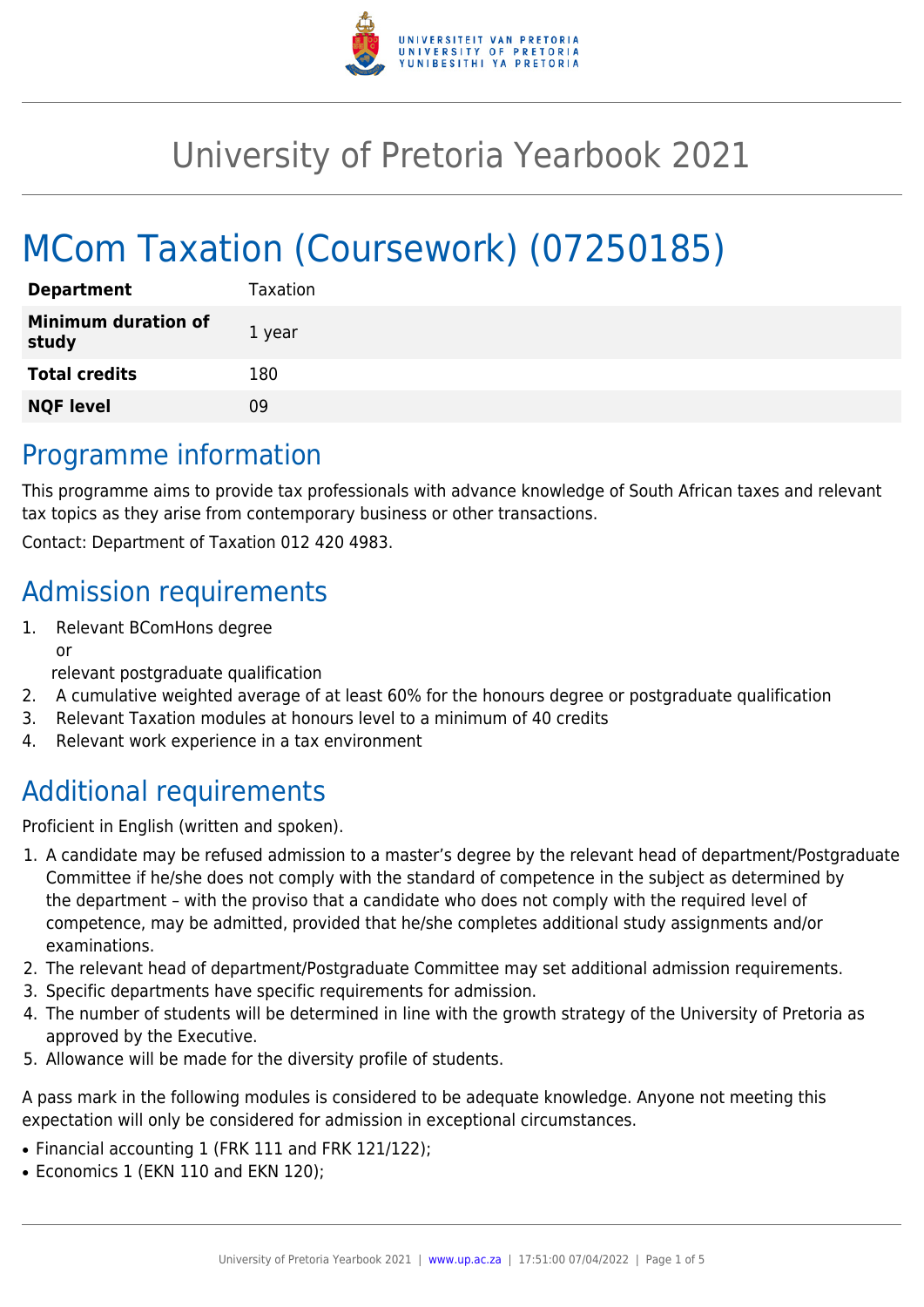# University of Pretoria Yearbook 2021

# MCom Taxation (Coursework) (07250185)

| | |
|---|---|
| **Department** | Taxation |
| **Minimum duration of study** | 1 year |
| **Total credits** | 180 |
| **NQF level** | 09 |

## Programme information

This programme aims to provide tax professionals with advance knowledge of South African taxes and relevant tax topics as they arise from contemporary business or other transactions.

Contact: Department of Taxation 012 420 4983.

## Admission requirements

1. Relevant BComHons degree
   or
   relevant postgraduate qualification
2. A cumulative weighted average of at least 60% for the honours degree or postgraduate qualification
3. Relevant Taxation modules at honours level to a minimum of 40 credits
4. Relevant work experience in a tax environment

## Additional requirements

Proficient in English (written and spoken).

1. A candidate may be refused admission to a master's degree by the relevant head of department/Postgraduate Committee if he/she does not comply with the standard of competence in the subject as determined by the department – with the proviso that a candidate who does not comply with the required level of competence, may be admitted, provided that he/she completes additional study assignments and/or examinations.
2. The relevant head of department/Postgraduate Committee may set additional admission requirements.
3. Specific departments have specific requirements for admission.
4. The number of students will be determined in line with the growth strategy of the University of Pretoria as approved by the Executive.
5. Allowance will be made for the diversity profile of students.

A pass mark in the following modules is considered to be adequate knowledge. Anyone not meeting this expectation will only be considered for admission in exceptional circumstances.

- Financial accounting 1 (FRK 111 and FRK 121/122);
- Economics 1 (EKN 110 and EKN 120);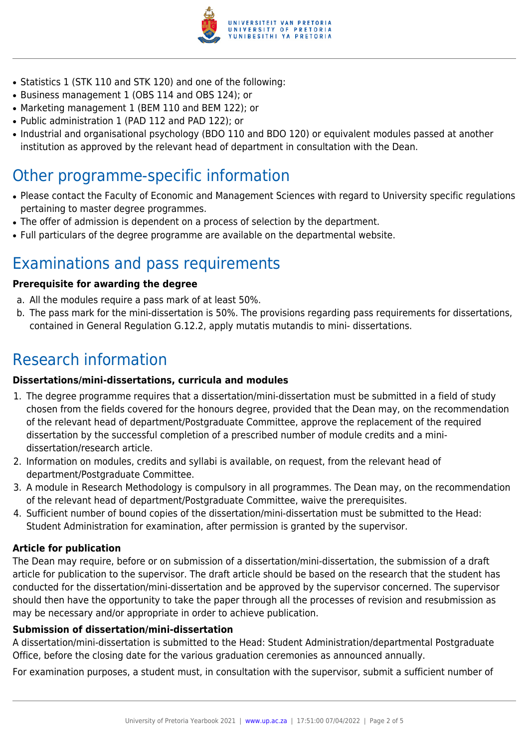- Statistics 1 (STK 110 and STK 120) and one of the following:
- Business management 1 (OBS 114 and OBS 124); or
- Marketing management 1 (BEM 110 and BEM 122); or
- Public administration 1 (PAD 112 and PAD 122); or
- Industrial and organisational psychology (BDO 110 and BDO 120) or equivalent modules passed at another institution as approved by the relevant head of department in consultation with the Dean.

# Other programme-specific information

- Please contact the Faculty of Economic and Management Sciences with regard to University specific regulations pertaining to master degree programmes.
- The offer of admission is dependent on a process of selection by the department.
- Full particulars of the degree programme are available on the departmental website.

# Examinations and pass requirements

**Prerequisite for awarding the degree**

a. All the modules require a pass mark of at least 50%.
b. The pass mark for the mini-dissertation is 50%. The provisions regarding pass requirements for dissertations, contained in General Regulation G.12.2, apply mutatis mutandis to mini- dissertations.

# Research information

**Dissertations/mini-dissertations, curricula and modules**

1. The degree programme requires that a dissertation/mini-dissertation must be submitted in a field of study chosen from the fields covered for the honours degree, provided that the Dean may, on the recommendation of the relevant head of department/Postgraduate Committee, approve the replacement of the required dissertation by the successful completion of a prescribed number of module credits and a mini-dissertation/research article.
2. Information on modules, credits and syllabi is available, on request, from the relevant head of department/Postgraduate Committee.
3. A module in Research Methodology is compulsory in all programmes. The Dean may, on the recommendation of the relevant head of department/Postgraduate Committee, waive the prerequisites.
4. Sufficient number of bound copies of the dissertation/mini-dissertation must be submitted to the Head: Student Administration for examination, after permission is granted by the supervisor.

**Article for publication**

The Dean may require, before or on submission of a dissertation/mini-dissertation, the submission of a draft article for publication to the supervisor. The draft article should be based on the research that the student has conducted for the dissertation/mini-dissertation and be approved by the supervisor concerned. The supervisor should then have the opportunity to take the paper through all the processes of revision and resubmission as may be necessary and/or appropriate in order to achieve publication.

**Submission of dissertation/mini-dissertation**

A dissertation/mini-dissertation is submitted to the Head: Student Administration/departmental Postgraduate Office, before the closing date for the various graduation ceremonies as announced annually.

For examination purposes, a student must, in consultation with the supervisor, submit a sufficient number of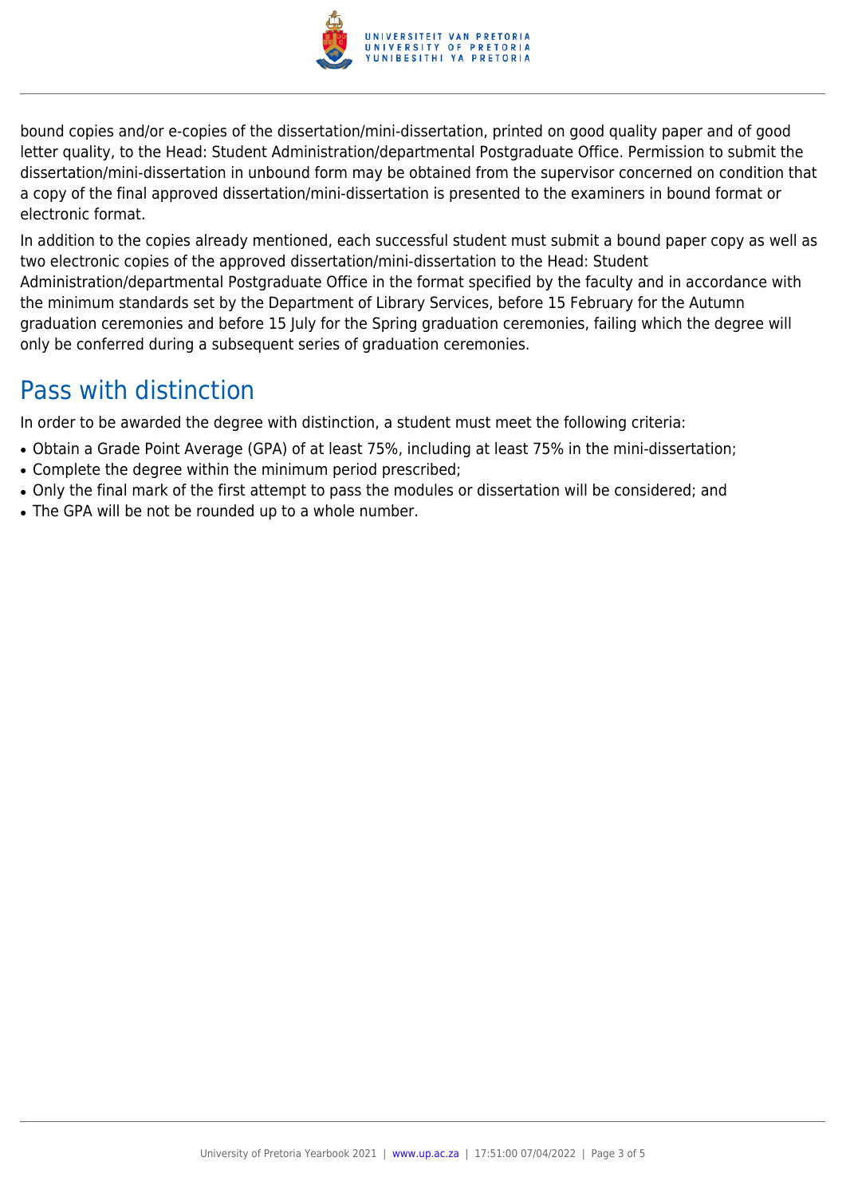bound copies and/or e-copies of the dissertation/mini-dissertation, printed on good quality paper and of good letter quality, to the Head: Student Administration/departmental Postgraduate Office. Permission to submit the dissertation/mini-dissertation in unbound form may be obtained from the supervisor concerned on condition that a copy of the final approved dissertation/mini-dissertation is presented to the examiners in bound format or electronic format.

In addition to the copies already mentioned, each successful student must submit a bound paper copy as well as two electronic copies of the approved dissertation/mini-dissertation to the Head: Student Administration/departmental Postgraduate Office in the format specified by the faculty and in accordance with the minimum standards set by the Department of Library Services, before 15 February for the Autumn graduation ceremonies and before 15 July for the Spring graduation ceremonies, failing which the degree will only be conferred during a subsequent series of graduation ceremonies.

## Pass with distinction

In order to be awarded the degree with distinction, a student must meet the following criteria:

- Obtain a Grade Point Average (GPA) of at least 75%, including at least 75% in the mini-dissertation;
- Complete the degree within the minimum period prescribed;
- Only the final mark of the first attempt to pass the modules or dissertation will be considered; and
- The GPA will be not be rounded up to a whole number.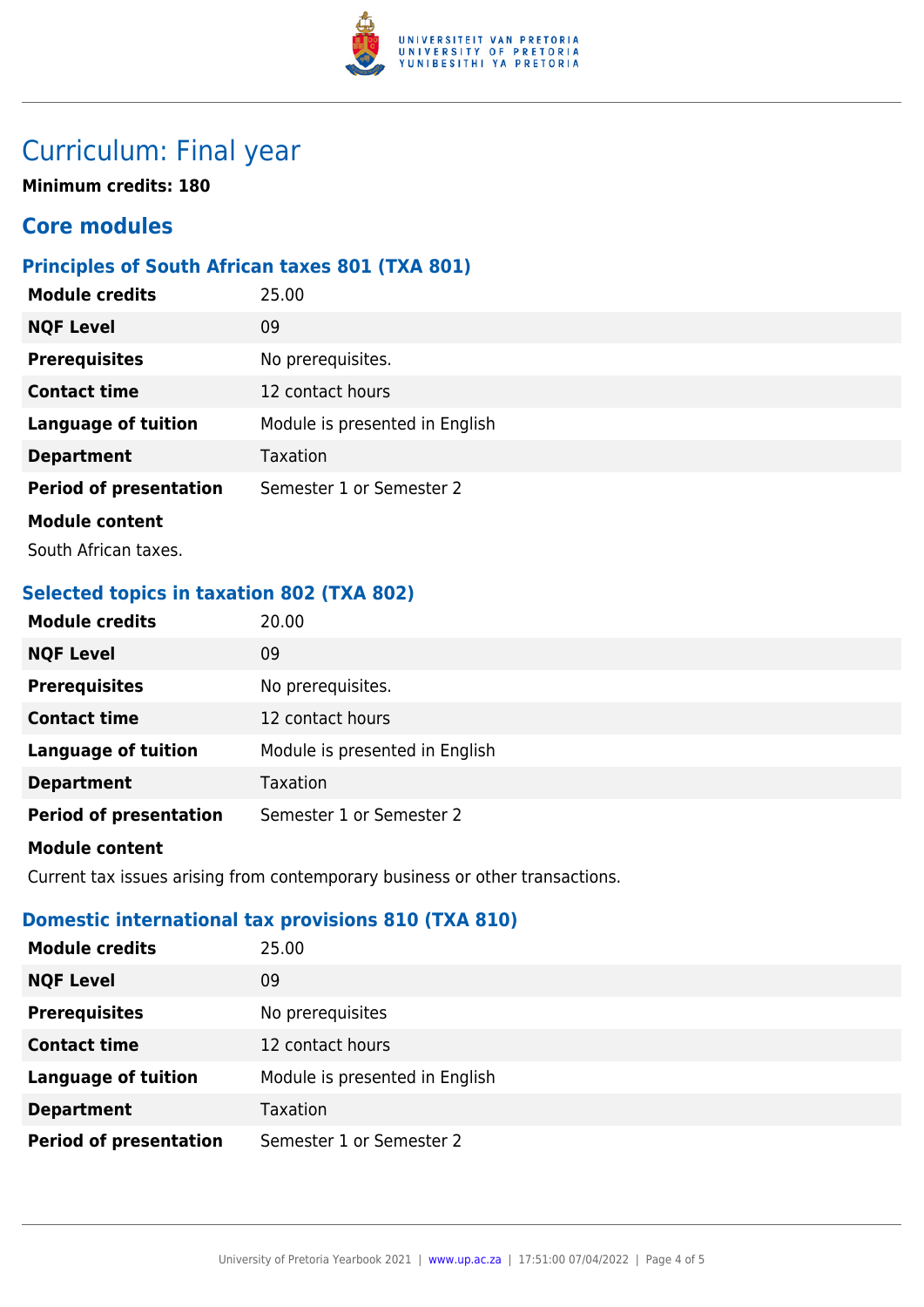# Curriculum: Final year

**Minimum credits: 180**

## Core modules

### Principles of South African taxes 801 (TXA 801)

| | |
|---|---|
| **Module credits** | 25.00 |
| **NQF Level** | 09 |
| **Prerequisites** | No prerequisites. |
| **Contact time** | 12 contact hours |
| **Language of tuition** | Module is presented in English |
| **Department** | Taxation |
| **Period of presentation** | Semester 1 or Semester 2 |

**Module content**

South African taxes.

### Selected topics in taxation 802 (TXA 802)

| | |
|---|---|
| **Module credits** | 20.00 |
| **NQF Level** | 09 |
| **Prerequisites** | No prerequisites. |
| **Contact time** | 12 contact hours |
| **Language of tuition** | Module is presented in English |
| **Department** | Taxation |
| **Period of presentation** | Semester 1 or Semester 2 |

**Module content**

Current tax issues arising from contemporary business or other transactions.

### Domestic international tax provisions 810 (TXA 810)

| | |
|---|---|
| **Module credits** | 25.00 |
| **NQF Level** | 09 |
| **Prerequisites** | No prerequisites |
| **Contact time** | 12 contact hours |
| **Language of tuition** | Module is presented in English |
| **Department** | Taxation |
| **Period of presentation** | Semester 1 or Semester 2 |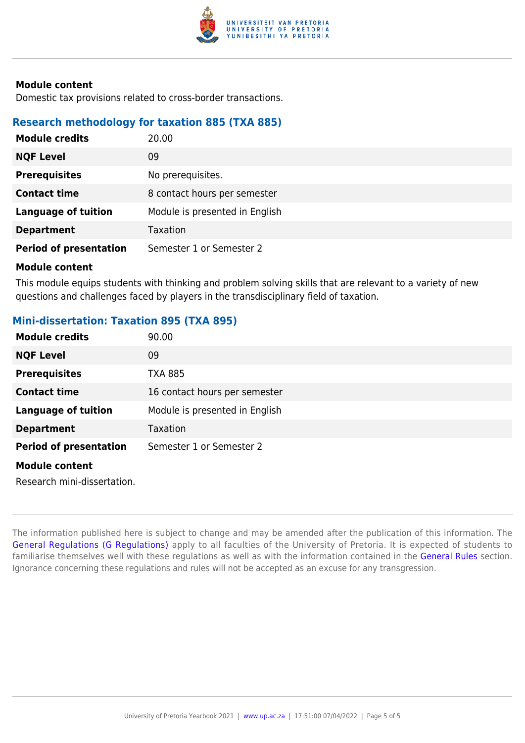**Module content**

Domestic tax provisions related to cross-border transactions.

### Research methodology for taxation 885 (TXA 885)

| | |
|---|---|
| **Module credits** | 20.00 |
| **NQF Level** | 09 |
| **Prerequisites** | No prerequisites. |
| **Contact time** | 8 contact hours per semester |
| **Language of tuition** | Module is presented in English |
| **Department** | Taxation |
| **Period of presentation** | Semester 1 or Semester 2 |

**Module content**

This module equips students with thinking and problem solving skills that are relevant to a variety of new questions and challenges faced by players in the transdisciplinary field of taxation.

### Mini-dissertation: Taxation 895 (TXA 895)

| | |
|---|---|
| **Module credits** | 90.00 |
| **NQF Level** | 09 |
| **Prerequisites** | TXA 885 |
| **Contact time** | 16 contact hours per semester |
| **Language of tuition** | Module is presented in English |
| **Department** | Taxation |
| **Period of presentation** | Semester 1 or Semester 2 |

**Module content**

Research mini-dissertation.

The information published here is subject to change and may be amended after the publication of this information. The General Regulations (G Regulations) apply to all faculties of the University of Pretoria. It is expected of students to familiarise themselves well with these regulations as well as with the information contained in the General Rules section. Ignorance concerning these regulations and rules will not be accepted as an excuse for any transgression.